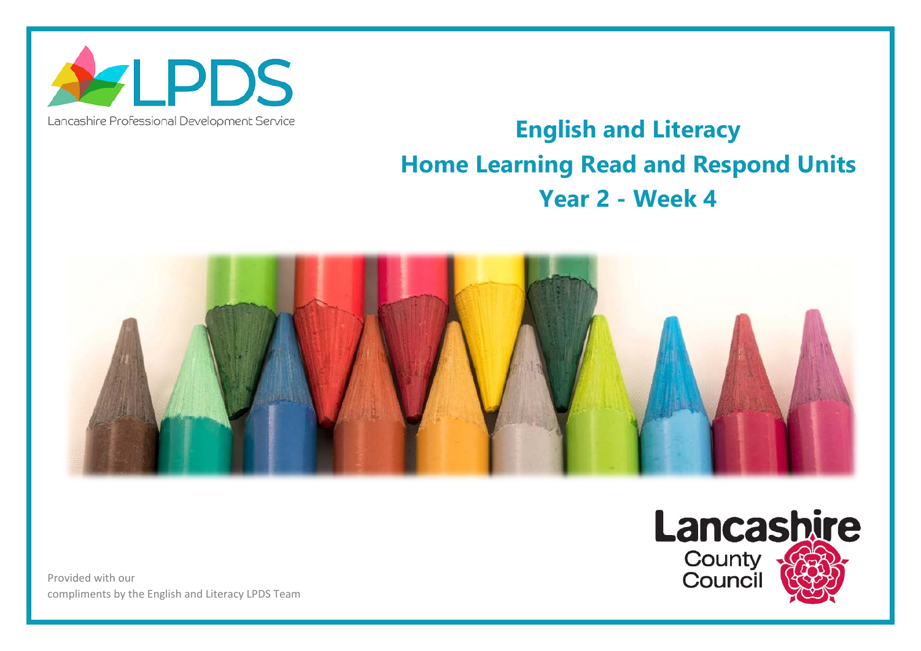LPDS

Lancashire Professional Development Service

# English and Literacy
# Home Learning Read and Respond Units
# Year 2 - Week 4

Lancashire County Council

Provided with our compliments by the English and Literacy LPDS Team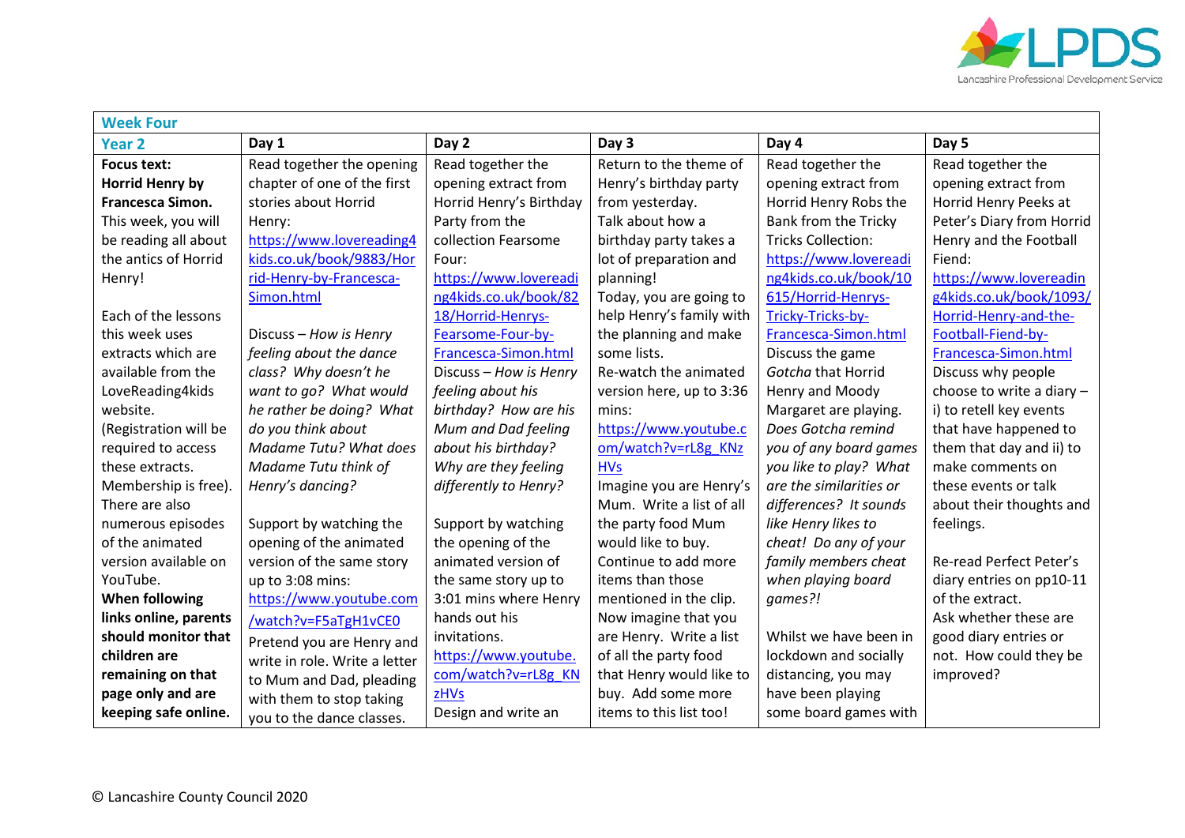| Week Four | | | | | |
|---|---|---|---|---|---|
| **Year 2** | **Day 1** | **Day 2** | **Day 3** | **Day 4** | **Day 5** |
| **Focus text: Horrid Henry by Francesca Simon.** This week, you will be reading all about the antics of Horrid Henry!<br><br>Each of the lessons this week uses extracts which are available from the LoveReading4kids website. (Registration will be required to access these extracts. Membership is free). There are also numerous episodes of the animated version available on YouTube. **When following links online, parents should monitor that children are remaining on that page only and are keeping safe online.** | Read together the opening chapter of one of the first stories about Horrid Henry: https://www.lovereading4kids.co.uk/book/9883/Horrid-Henry-by-Francesca-Simon.html<br><br>Discuss – *How is Henry feeling about the dance class? Why doesn't he want to go? What would he rather be doing? What do you think about Madame Tutu? What does Madame Tutu think of Henry's dancing?*<br><br>Support by watching the opening of the animated version of the same story up to 3:08 mins: https://www.youtube.com/watch?v=F5aTgH1vCE0<br>Pretend you are Henry and write in role. Write a letter to Mum and Dad, pleading with them to stop taking you to the dance classes. | Read together the opening extract from Horrid Henry's Birthday Party from the collection Fearsome Four: https://www.lovereading4kids.co.uk/book/8218/Horrid-Henrys-Fearsome-Four-by-Francesca-Simon.html<br>Discuss – *How is Henry feeling about his birthday? How are his Mum and Dad feeling about his birthday? Why are they feeling differently to Henry?*<br><br>Support by watching the opening of the animated version of the same story up to 3:01 mins where Henry hands out his invitations.<br>https://www.youtube.com/watch?v=rL8g_KNzHVs<br>Design and write an | Return to the theme of Henry's birthday party from yesterday.<br>Talk about how a birthday party takes a lot of preparation and planning!<br>Today, you are going to help Henry's family with the planning and make some lists.<br>Re-watch the animated version here, up to 3:36 mins:<br>https://www.youtube.com/watch?v=rL8g_KNzHVs<br>Imagine you are Henry's Mum. Write a list of all the party food Mum would like to buy. Continue to add more items than those mentioned in the clip. Now imagine that you are Henry. Write a list of all the party food that Henry would like to buy. Add some more items to this list too! | Read together the opening extract from Horrid Henry Robs the Bank from the Tricky Tricks Collection: https://www.lovereading4kids.co.uk/book/10615/Horrid-Henrys-Tricky-Tricks-by-Francesca-Simon.html<br>Discuss the game *Gotcha* that Horrid Henry and Moody Margaret are playing. *Does Gotcha remind you of any board games you like to play? What are the similarities or differences? It sounds like Henry likes to cheat! Do any of your family members cheat when playing board games?!*<br><br>Whilst we have been in lockdown and socially distancing, you may have been playing some board games with | Read together the opening extract from Horrid Henry Peeks at Peter's Diary from Horrid Henry and the Football Fiend: https://www.lovereading4kids.co.uk/book/1093/Horrid-Henry-and-the-Football-Fiend-by-Francesca-Simon.html<br>Discuss why people choose to write a diary – i) to retell key events that have happened to them that day and ii) to make comments on these events or talk about their thoughts and feelings.<br><br>Re-read Perfect Peter's diary entries on pp10-11 of the extract.<br>Ask whether these are good diary entries or not. How could they be improved? |

© Lancashire County Council 2020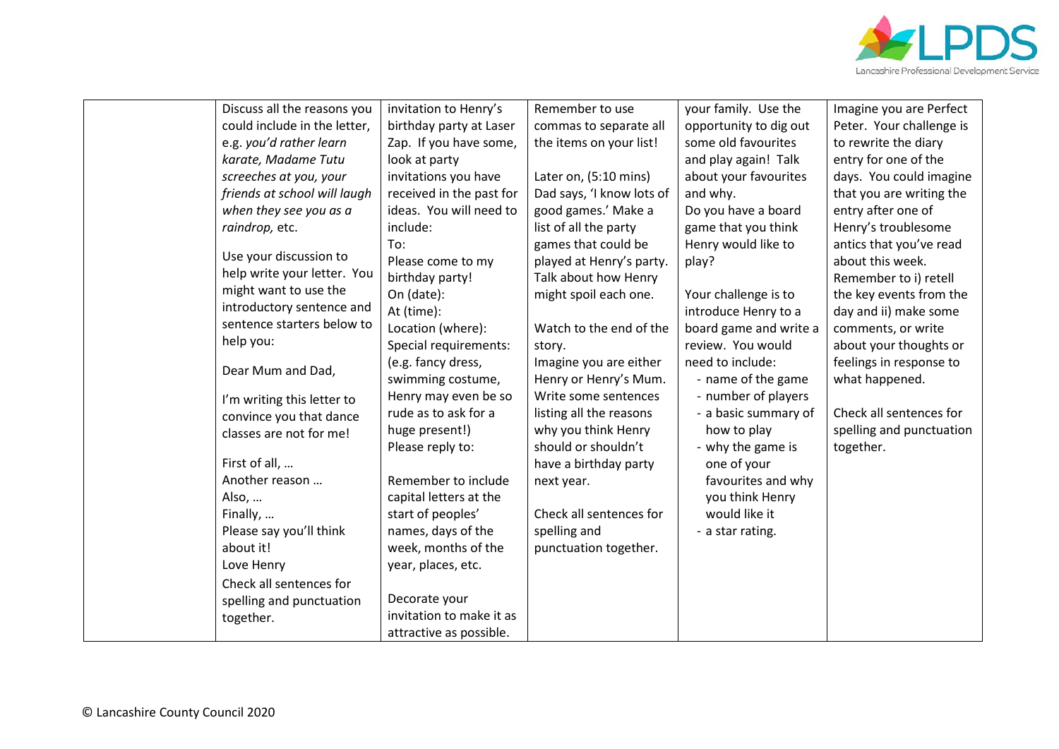| | | | | | |
|---|---|---|---|---|---|
| | Discuss all the reasons you could include in the letter, e.g. *you'd rather learn karate, Madame Tutu screeches at you, your friends at school will laugh when they see you as a raindrop,* etc.<br><br>Use your discussion to help write your letter. You might want to use the introductory sentence and sentence starters below to help you:<br><br>Dear Mum and Dad,<br><br>I'm writing this letter to convince you that dance classes are not for me!<br><br>First of all, …<br>Another reason …<br>Also, …<br>Finally, …<br>Please say you'll think about it!<br>Love Henry<br>Check all sentences for spelling and punctuation together. | invitation to Henry's birthday party at Laser Zap. If you have some, look at party invitations you have received in the past for ideas. You will need to include:<br>To:<br>Please come to my birthday party!<br>On (date):<br>At (time):<br>Location (where):<br>Special requirements: (e.g. fancy dress, swimming costume, Henry may even be so rude as to ask for a huge present!)<br>Please reply to:<br><br>Remember to include capital letters at the start of peoples' names, days of the week, months of the year, places, etc.<br><br>Decorate your invitation to make it as attractive as possible. | Remember to use commas to separate all the items on your list!<br><br>Later on, (5:10 mins) Dad says, 'I know lots of good games.' Make a list of all the party games that could be played at Henry's party. Talk about how Henry might spoil each one.<br><br>Watch to the end of the story.<br>Imagine you are either Henry or Henry's Mum. Write some sentences listing all the reasons why you think Henry should or shouldn't have a birthday party next year.<br><br>Check all sentences for spelling and punctuation together. | your family. Use the opportunity to dig out some old favourites and play again! Talk about your favourites and why.<br>Do you have a board game that you think Henry would like to play?<br><br>Your challenge is to introduce Henry to a board game and write a review. You would need to include:<br>- name of the game<br>- number of players<br>- a basic summary of how to play<br>- why the game is one of your favourites and why you think Henry would like it<br>- a star rating. | Imagine you are Perfect Peter. Your challenge is to rewrite the diary entry for one of the days. You could imagine that you are writing the entry after one of Henry's troublesome antics that you've read about this week.<br>Remember to i) retell the key events from the day and ii) make some comments, or write about your thoughts or feelings in response to what happened.<br><br>Check all sentences for spelling and punctuation together. |

© Lancashire County Council 2020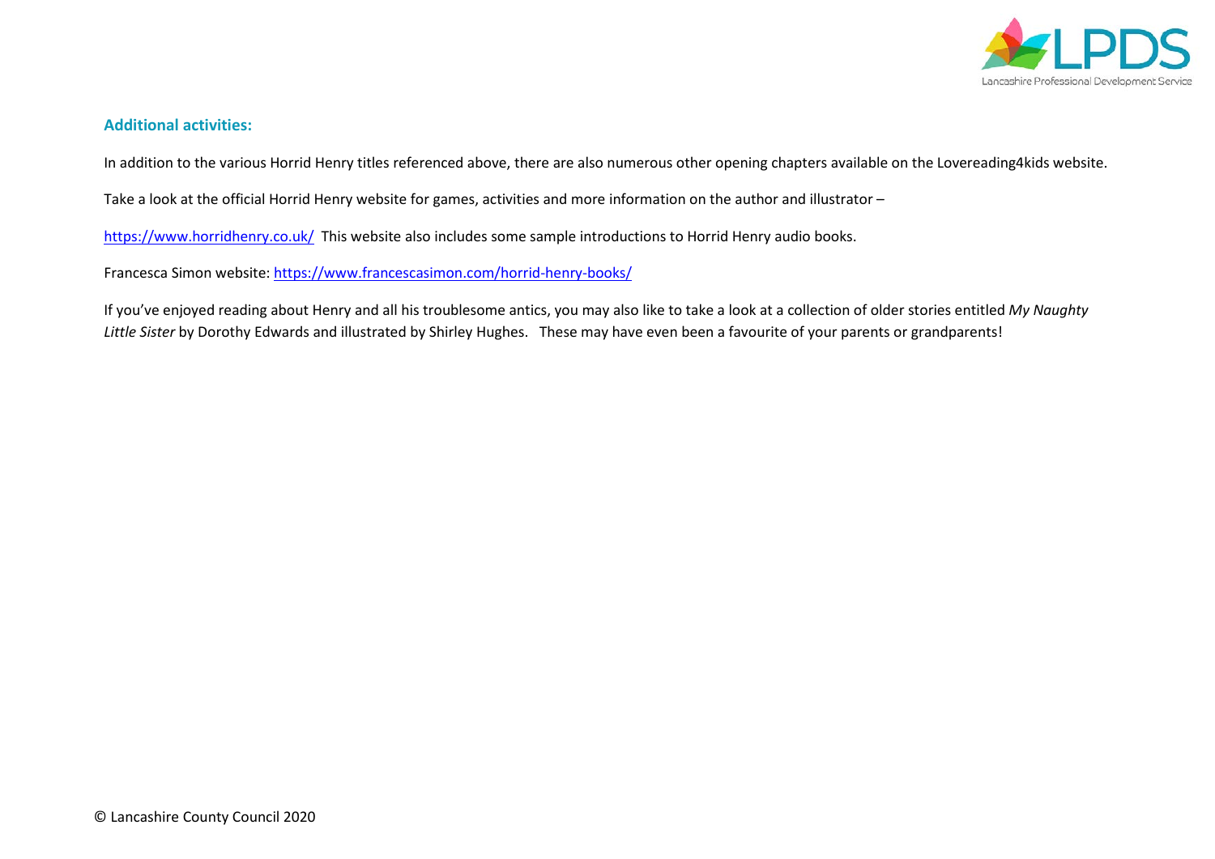### Additional activities:

In addition to the various Horrid Henry titles referenced above, there are also numerous other opening chapters available on the Lovereading4kids website.

Take a look at the official Horrid Henry website for games, activities and more information on the author and illustrator –

[https://www.horridhenry.co.uk/](https://www.horridhenry.co.uk/) This website also includes some sample introductions to Horrid Henry audio books.

Francesca Simon website: [https://www.francescasimon.com/horrid-henry-books/](https://www.francescasimon.com/horrid-henry-books/)

If you've enjoyed reading about Henry and all his troublesome antics, you may also like to take a look at a collection of older stories entitled *My Naughty Little Sister* by Dorothy Edwards and illustrated by Shirley Hughes. These may have even been a favourite of your parents or grandparents!

© Lancashire County Council 2020